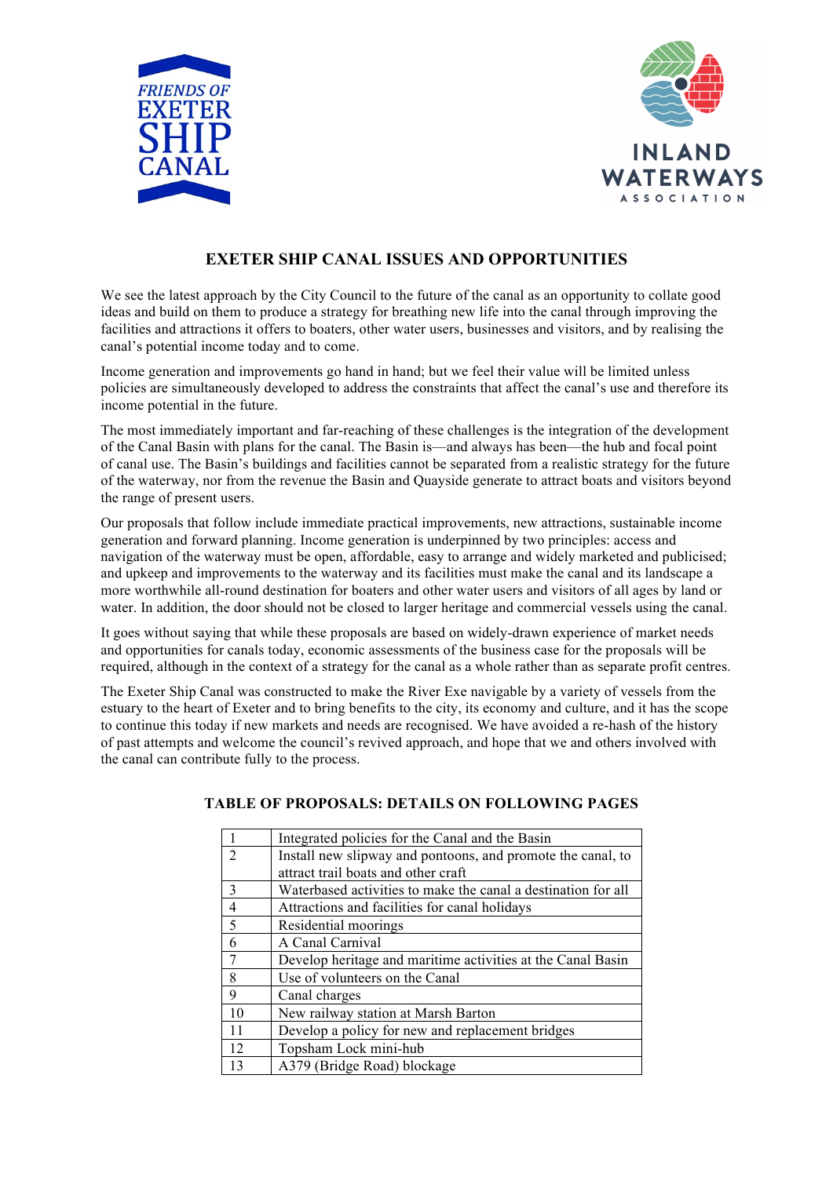FRIENDS OF EXETER SHIP CANAL

INLAND WATERWAYS ASSOCIATION

# EXETER SHIP CANAL ISSUES AND OPPORTUNITIES

We see the latest approach by the City Council to the future of the canal as an opportunity to collate good ideas and build on them to produce a strategy for breathing new life into the canal through improving the facilities and attractions it offers to boaters, other water users, businesses and visitors, and by realising the canal's potential income today and to come.

Income generation and improvements go hand in hand; but we feel their value will be limited unless policies are simultaneously developed to address the constraints that affect the canal's use and therefore its income potential in the future.

The most immediately important and far-reaching of these challenges is the integration of the development of the Canal Basin with plans for the canal. The Basin is—and always has been—the hub and focal point of canal use. The Basin's buildings and facilities cannot be separated from a realistic strategy for the future of the waterway, nor from the revenue the Basin and Quayside generate to attract boats and visitors beyond the range of present users.

Our proposals that follow include immediate practical improvements, new attractions, sustainable income generation and forward planning. Income generation is underpinned by two principles: access and navigation of the waterway must be open, affordable, easy to arrange and widely marketed and publicised; and upkeep and improvements to the waterway and its facilities must make the canal and its landscape a more worthwhile all-round destination for boaters and other water users and visitors of all ages by land or water. In addition, the door should not be closed to larger heritage and commercial vessels using the canal.

It goes without saying that while these proposals are based on widely-drawn experience of market needs and opportunities for canals today, economic assessments of the business case for the proposals will be required, although in the context of a strategy for the canal as a whole rather than as separate profit centres.

The Exeter Ship Canal was constructed to make the River Exe navigable by a variety of vessels from the estuary to the heart of Exeter and to bring benefits to the city, its economy and culture, and it has the scope to continue this today if new markets and needs are recognised. We have avoided a re-hash of the history of past attempts and welcome the council's revived approach, and hope that we and others involved with the canal can contribute fully to the process.

## TABLE OF PROPOSALS: DETAILS ON FOLLOWING PAGES

| | |
|---|---|
| 1 | Integrated policies for the Canal and the Basin |
| 2 | Install new slipway and pontoons, and promote the canal, to attract trail boats and other craft |
| 3 | Waterbased activities to make the canal a destination for all |
| 4 | Attractions and facilities for canal holidays |
| 5 | Residential moorings |
| 6 | A Canal Carnival |
| 7 | Develop heritage and maritime activities at the Canal Basin |
| 8 | Use of volunteers on the Canal |
| 9 | Canal charges |
| 10 | New railway station at Marsh Barton |
| 11 | Develop a policy for new and replacement bridges |
| 12 | Topsham Lock mini-hub |
| 13 | A379 (Bridge Road) blockage |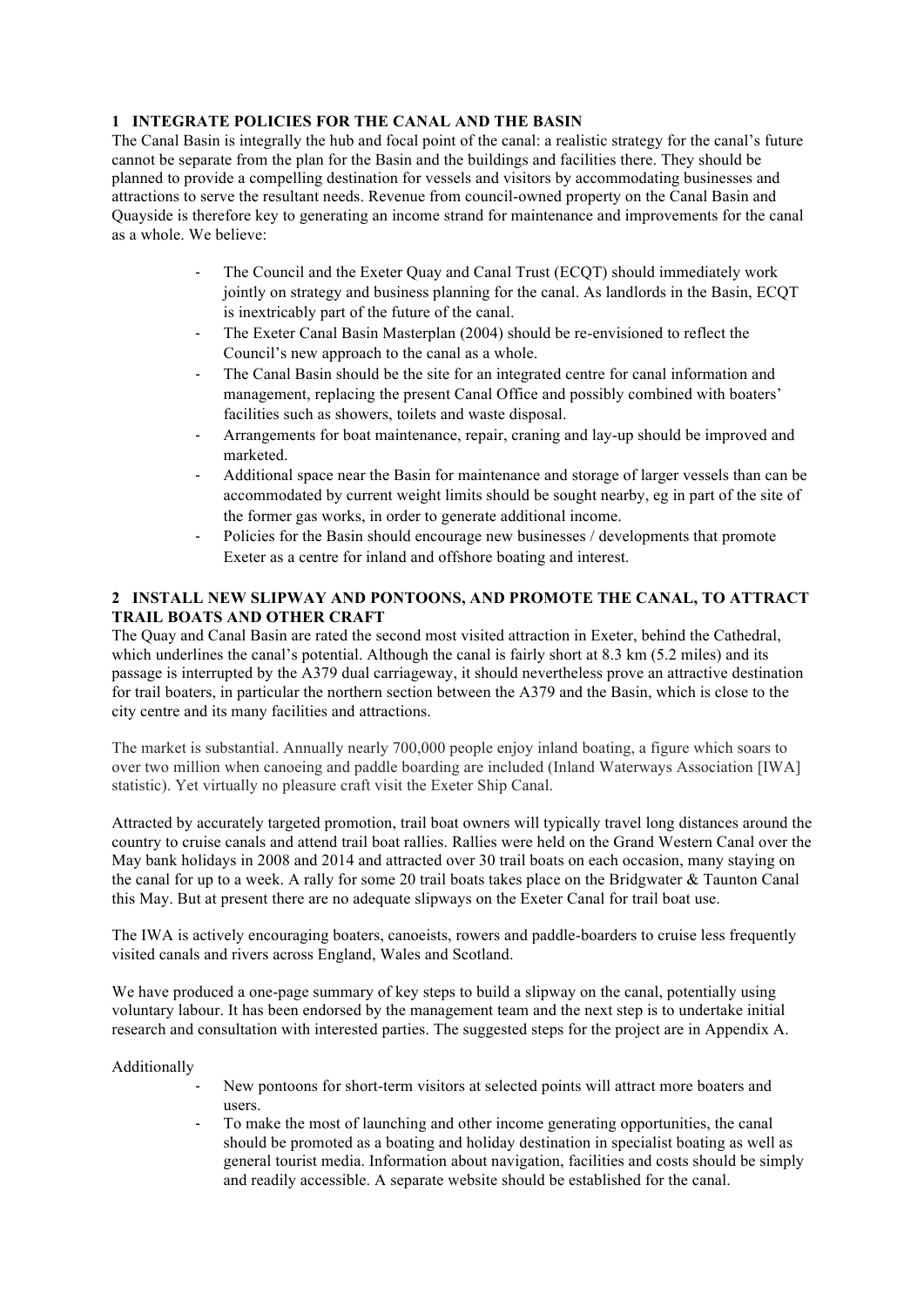## 1 INTEGRATE POLICIES FOR THE CANAL AND THE BASIN

The Canal Basin is integrally the hub and focal point of the canal: a realistic strategy for the canal's future cannot be separate from the plan for the Basin and the buildings and facilities there. They should be planned to provide a compelling destination for vessels and visitors by accommodating businesses and attractions to serve the resultant needs. Revenue from council-owned property on the Canal Basin and Quayside is therefore key to generating an income strand for maintenance and improvements for the canal as a whole. We believe:

- The Council and the Exeter Quay and Canal Trust (ECQT) should immediately work jointly on strategy and business planning for the canal. As landlords in the Basin, ECQT is inextricably part of the future of the canal.
- The Exeter Canal Basin Masterplan (2004) should be re-envisioned to reflect the Council's new approach to the canal as a whole.
- The Canal Basin should be the site for an integrated centre for canal information and management, replacing the present Canal Office and possibly combined with boaters' facilities such as showers, toilets and waste disposal.
- Arrangements for boat maintenance, repair, craning and lay-up should be improved and marketed.
- Additional space near the Basin for maintenance and storage of larger vessels than can be accommodated by current weight limits should be sought nearby, eg in part of the site of the former gas works, in order to generate additional income.
- Policies for the Basin should encourage new businesses / developments that promote Exeter as a centre for inland and offshore boating and interest.

## 2 INSTALL NEW SLIPWAY AND PONTOONS, AND PROMOTE THE CANAL, TO ATTRACT TRAIL BOATS AND OTHER CRAFT

The Quay and Canal Basin are rated the second most visited attraction in Exeter, behind the Cathedral, which underlines the canal's potential. Although the canal is fairly short at 8.3 km (5.2 miles) and its passage is interrupted by the A379 dual carriageway, it should nevertheless prove an attractive destination for trail boaters, in particular the northern section between the A379 and the Basin, which is close to the city centre and its many facilities and attractions.

The market is substantial. Annually nearly 700,000 people enjoy inland boating, a figure which soars to over two million when canoeing and paddle boarding are included (Inland Waterways Association [IWA] statistic). Yet virtually no pleasure craft visit the Exeter Ship Canal.

Attracted by accurately targeted promotion, trail boat owners will typically travel long distances around the country to cruise canals and attend trail boat rallies. Rallies were held on the Grand Western Canal over the May bank holidays in 2008 and 2014 and attracted over 30 trail boats on each occasion, many staying on the canal for up to a week. A rally for some 20 trail boats takes place on the Bridgwater & Taunton Canal this May. But at present there are no adequate slipways on the Exeter Canal for trail boat use.

The IWA is actively encouraging boaters, canoeists, rowers and paddle-boarders to cruise less frequently visited canals and rivers across England, Wales and Scotland.

We have produced a one-page summary of key steps to build a slipway on the canal, potentially using voluntary labour. It has been endorsed by the management team and the next step is to undertake initial research and consultation with interested parties. The suggested steps for the project are in Appendix A.

Additionally

- New pontoons for short-term visitors at selected points will attract more boaters and users.
- To make the most of launching and other income generating opportunities, the canal should be promoted as a boating and holiday destination in specialist boating as well as general tourist media. Information about navigation, facilities and costs should be simply and readily accessible. A separate website should be established for the canal.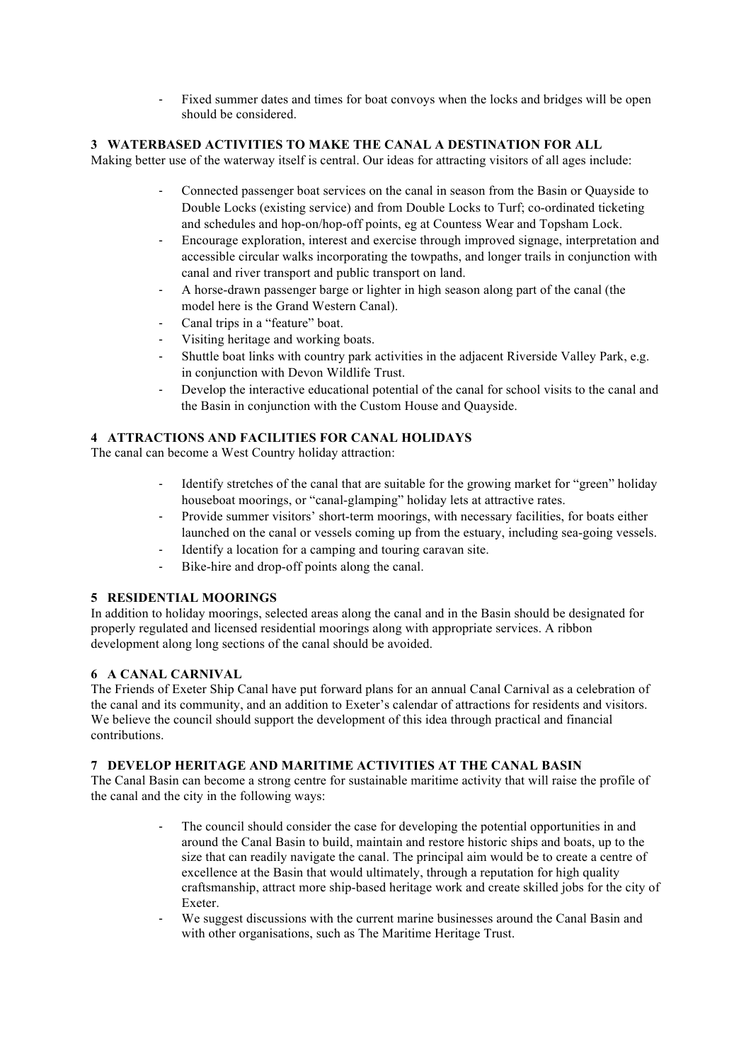- Fixed summer dates and times for boat convoys when the locks and bridges will be open should be considered.

## 3 WATERBASED ACTIVITIES TO MAKE THE CANAL A DESTINATION FOR ALL

Making better use of the waterway itself is central. Our ideas for attracting visitors of all ages include:

- Connected passenger boat services on the canal in season from the Basin or Quayside to Double Locks (existing service) and from Double Locks to Turf; co-ordinated ticketing and schedules and hop-on/hop-off points, eg at Countess Wear and Topsham Lock.
- Encourage exploration, interest and exercise through improved signage, interpretation and accessible circular walks incorporating the towpaths, and longer trails in conjunction with canal and river transport and public transport on land.
- A horse-drawn passenger barge or lighter in high season along part of the canal (the model here is the Grand Western Canal).
- Canal trips in a "feature" boat.
- Visiting heritage and working boats.
- Shuttle boat links with country park activities in the adjacent Riverside Valley Park, e.g. in conjunction with Devon Wildlife Trust.
- Develop the interactive educational potential of the canal for school visits to the canal and the Basin in conjunction with the Custom House and Quayside.

## 4 ATTRACTIONS AND FACILITIES FOR CANAL HOLIDAYS

The canal can become a West Country holiday attraction:

- Identify stretches of the canal that are suitable for the growing market for "green" holiday houseboat moorings, or "canal-glamping" holiday lets at attractive rates.
- Provide summer visitors' short-term moorings, with necessary facilities, for boats either launched on the canal or vessels coming up from the estuary, including sea-going vessels.
- Identify a location for a camping and touring caravan site.
- Bike-hire and drop-off points along the canal.

## 5 RESIDENTIAL MOORINGS

In addition to holiday moorings, selected areas along the canal and in the Basin should be designated for properly regulated and licensed residential moorings along with appropriate services. A ribbon development along long sections of the canal should be avoided.

## 6 A CANAL CARNIVAL

The Friends of Exeter Ship Canal have put forward plans for an annual Canal Carnival as a celebration of the canal and its community, and an addition to Exeter's calendar of attractions for residents and visitors. We believe the council should support the development of this idea through practical and financial contributions.

## 7 DEVELOP HERITAGE AND MARITIME ACTIVITIES AT THE CANAL BASIN

The Canal Basin can become a strong centre for sustainable maritime activity that will raise the profile of the canal and the city in the following ways:

- The council should consider the case for developing the potential opportunities in and around the Canal Basin to build, maintain and restore historic ships and boats, up to the size that can readily navigate the canal. The principal aim would be to create a centre of excellence at the Basin that would ultimately, through a reputation for high quality craftsmanship, attract more ship-based heritage work and create skilled jobs for the city of Exeter.
- We suggest discussions with the current marine businesses around the Canal Basin and with other organisations, such as The Maritime Heritage Trust.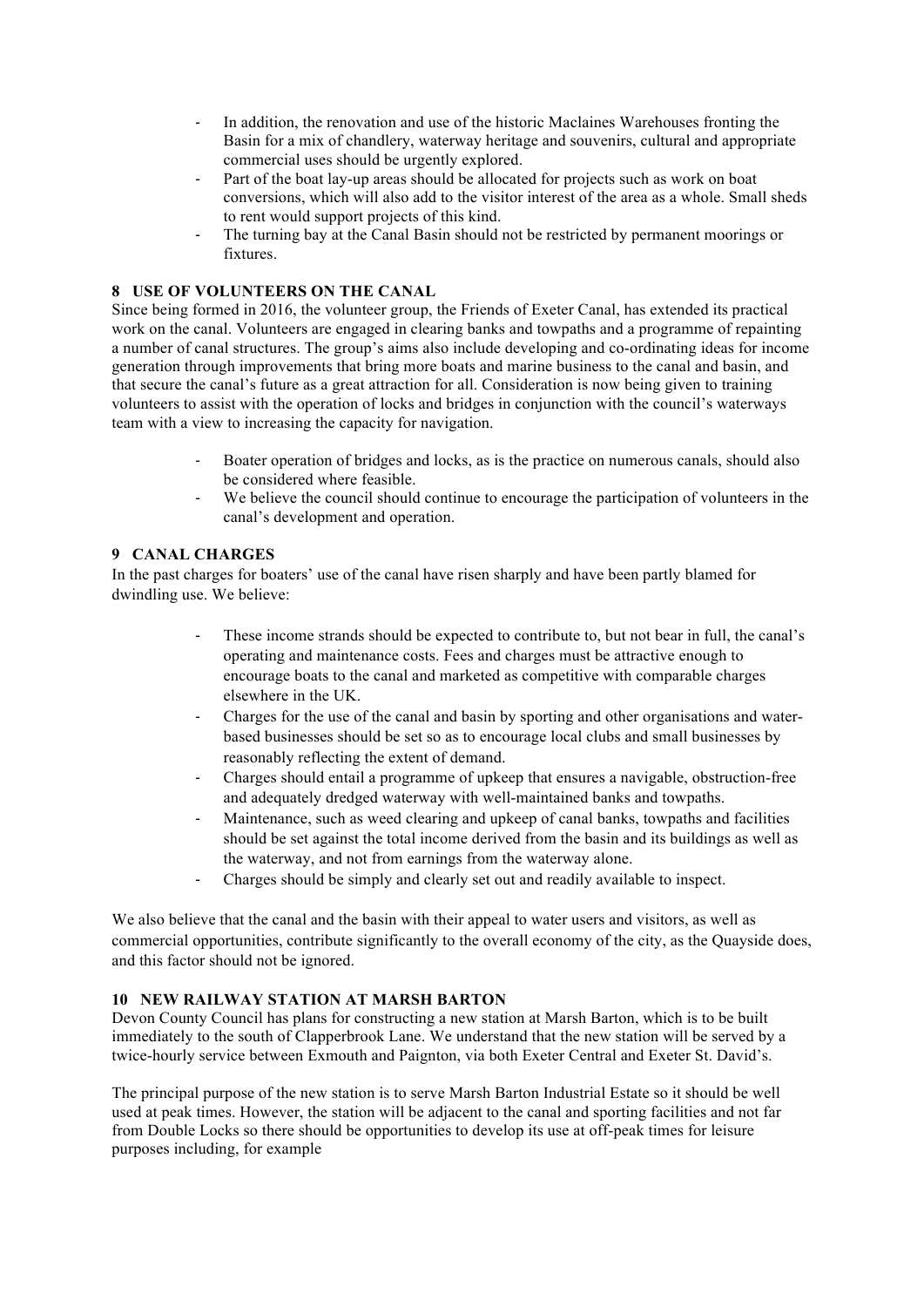- In addition, the renovation and use of the historic Maclaines Warehouses fronting the Basin for a mix of chandlery, waterway heritage and souvenirs, cultural and appropriate commercial uses should be urgently explored.
- Part of the boat lay-up areas should be allocated for projects such as work on boat conversions, which will also add to the visitor interest of the area as a whole. Small sheds to rent would support projects of this kind.
- The turning bay at the Canal Basin should not be restricted by permanent moorings or fixtures.

## 8 USE OF VOLUNTEERS ON THE CANAL

Since being formed in 2016, the volunteer group, the Friends of Exeter Canal, has extended its practical work on the canal. Volunteers are engaged in clearing banks and towpaths and a programme of repainting a number of canal structures. The group's aims also include developing and co-ordinating ideas for income generation through improvements that bring more boats and marine business to the canal and basin, and that secure the canal's future as a great attraction for all. Consideration is now being given to training volunteers to assist with the operation of locks and bridges in conjunction with the council's waterways team with a view to increasing the capacity for navigation.

- Boater operation of bridges and locks, as is the practice on numerous canals, should also be considered where feasible.
- We believe the council should continue to encourage the participation of volunteers in the canal's development and operation.

## 9 CANAL CHARGES

In the past charges for boaters' use of the canal have risen sharply and have been partly blamed for dwindling use. We believe:

- These income strands should be expected to contribute to, but not bear in full, the canal's operating and maintenance costs. Fees and charges must be attractive enough to encourage boats to the canal and marketed as competitive with comparable charges elsewhere in the UK.
- Charges for the use of the canal and basin by sporting and other organisations and water-based businesses should be set so as to encourage local clubs and small businesses by reasonably reflecting the extent of demand.
- Charges should entail a programme of upkeep that ensures a navigable, obstruction-free and adequately dredged waterway with well-maintained banks and towpaths.
- Maintenance, such as weed clearing and upkeep of canal banks, towpaths and facilities should be set against the total income derived from the basin and its buildings as well as the waterway, and not from earnings from the waterway alone.
- Charges should be simply and clearly set out and readily available to inspect.

We also believe that the canal and the basin with their appeal to water users and visitors, as well as commercial opportunities, contribute significantly to the overall economy of the city, as the Quayside does, and this factor should not be ignored.

## 10 NEW RAILWAY STATION AT MARSH BARTON

Devon County Council has plans for constructing a new station at Marsh Barton, which is to be built immediately to the south of Clapperbrook Lane. We understand that the new station will be served by a twice-hourly service between Exmouth and Paignton, via both Exeter Central and Exeter St. David's.

The principal purpose of the new station is to serve Marsh Barton Industrial Estate so it should be well used at peak times. However, the station will be adjacent to the canal and sporting facilities and not far from Double Locks so there should be opportunities to develop its use at off-peak times for leisure purposes including, for example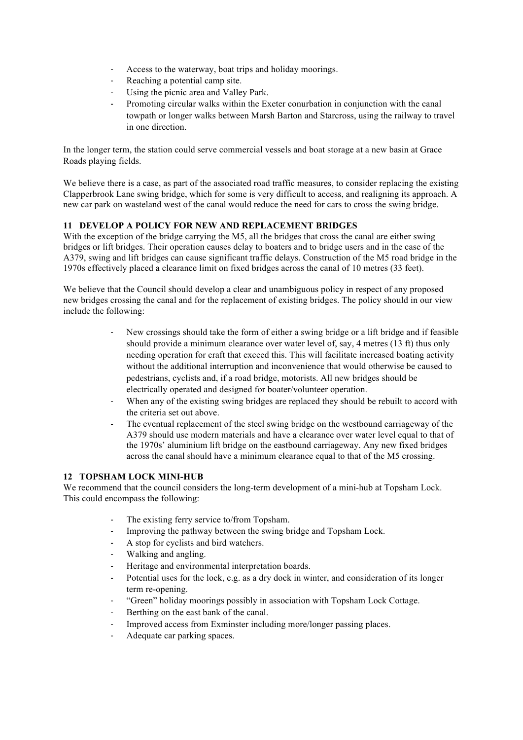- Access to the waterway, boat trips and holiday moorings.
- Reaching a potential camp site.
- Using the picnic area and Valley Park.
- Promoting circular walks within the Exeter conurbation in conjunction with the canal towpath or longer walks between Marsh Barton and Starcross, using the railway to travel in one direction.

In the longer term, the station could serve commercial vessels and boat storage at a new basin at Grace Roads playing fields.

We believe there is a case, as part of the associated road traffic measures, to consider replacing the existing Clapperbrook Lane swing bridge, which for some is very difficult to access, and realigning its approach. A new car park on wasteland west of the canal would reduce the need for cars to cross the swing bridge.

## 11 DEVELOP A POLICY FOR NEW AND REPLACEMENT BRIDGES

With the exception of the bridge carrying the M5, all the bridges that cross the canal are either swing bridges or lift bridges. Their operation causes delay to boaters and to bridge users and in the case of the A379, swing and lift bridges can cause significant traffic delays. Construction of the M5 road bridge in the 1970s effectively placed a clearance limit on fixed bridges across the canal of 10 metres (33 feet).

We believe that the Council should develop a clear and unambiguous policy in respect of any proposed new bridges crossing the canal and for the replacement of existing bridges. The policy should in our view include the following:

- New crossings should take the form of either a swing bridge or a lift bridge and if feasible should provide a minimum clearance over water level of, say, 4 metres (13 ft) thus only needing operation for craft that exceed this. This will facilitate increased boating activity without the additional interruption and inconvenience that would otherwise be caused to pedestrians, cyclists and, if a road bridge, motorists. All new bridges should be electrically operated and designed for boater/volunteer operation.
- When any of the existing swing bridges are replaced they should be rebuilt to accord with the criteria set out above.
- The eventual replacement of the steel swing bridge on the westbound carriageway of the A379 should use modern materials and have a clearance over water level equal to that of the 1970s' aluminium lift bridge on the eastbound carriageway. Any new fixed bridges across the canal should have a minimum clearance equal to that of the M5 crossing.

## 12 TOPSHAM LOCK MINI-HUB

We recommend that the council considers the long-term development of a mini-hub at Topsham Lock. This could encompass the following:

- The existing ferry service to/from Topsham.
- Improving the pathway between the swing bridge and Topsham Lock.
- A stop for cyclists and bird watchers.
- Walking and angling.
- Heritage and environmental interpretation boards.
- Potential uses for the lock, e.g. as a dry dock in winter, and consideration of its longer term re-opening.
- "Green" holiday moorings possibly in association with Topsham Lock Cottage.
- Berthing on the east bank of the canal.
- Improved access from Exminster including more/longer passing places.
- Adequate car parking spaces.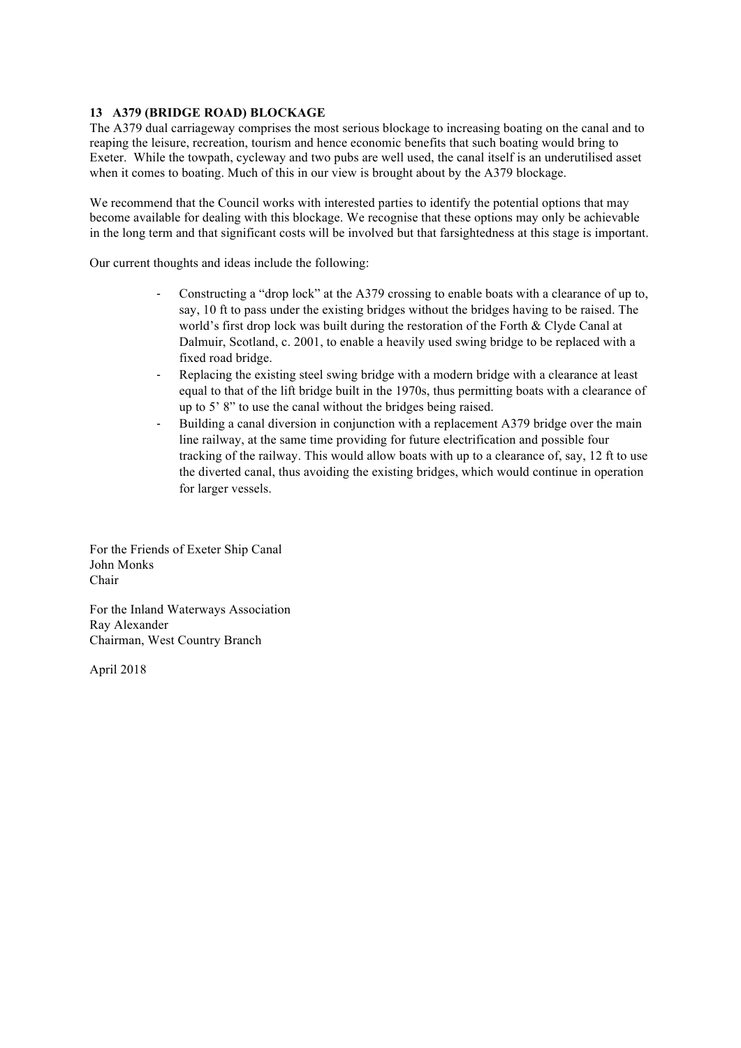## 13 A379 (BRIDGE ROAD) BLOCKAGE

The A379 dual carriageway comprises the most serious blockage to increasing boating on the canal and to reaping the leisure, recreation, tourism and hence economic benefits that such boating would bring to Exeter. While the towpath, cycleway and two pubs are well used, the canal itself is an underutilised asset when it comes to boating. Much of this in our view is brought about by the A379 blockage.

We recommend that the Council works with interested parties to identify the potential options that may become available for dealing with this blockage. We recognise that these options may only be achievable in the long term and that significant costs will be involved but that farsightedness at this stage is important.

Our current thoughts and ideas include the following:

- Constructing a "drop lock" at the A379 crossing to enable boats with a clearance of up to, say, 10 ft to pass under the existing bridges without the bridges having to be raised. The world's first drop lock was built during the restoration of the Forth & Clyde Canal at Dalmuir, Scotland, c. 2001, to enable a heavily used swing bridge to be replaced with a fixed road bridge.
- Replacing the existing steel swing bridge with a modern bridge with a clearance at least equal to that of the lift bridge built in the 1970s, thus permitting boats with a clearance of up to 5' 8" to use the canal without the bridges being raised.
- Building a canal diversion in conjunction with a replacement A379 bridge over the main line railway, at the same time providing for future electrification and possible four tracking of the railway. This would allow boats with up to a clearance of, say, 12 ft to use the diverted canal, thus avoiding the existing bridges, which would continue in operation for larger vessels.

For the Friends of Exeter Ship Canal
John Monks
Chair

For the Inland Waterways Association
Ray Alexander
Chairman, West Country Branch

April 2018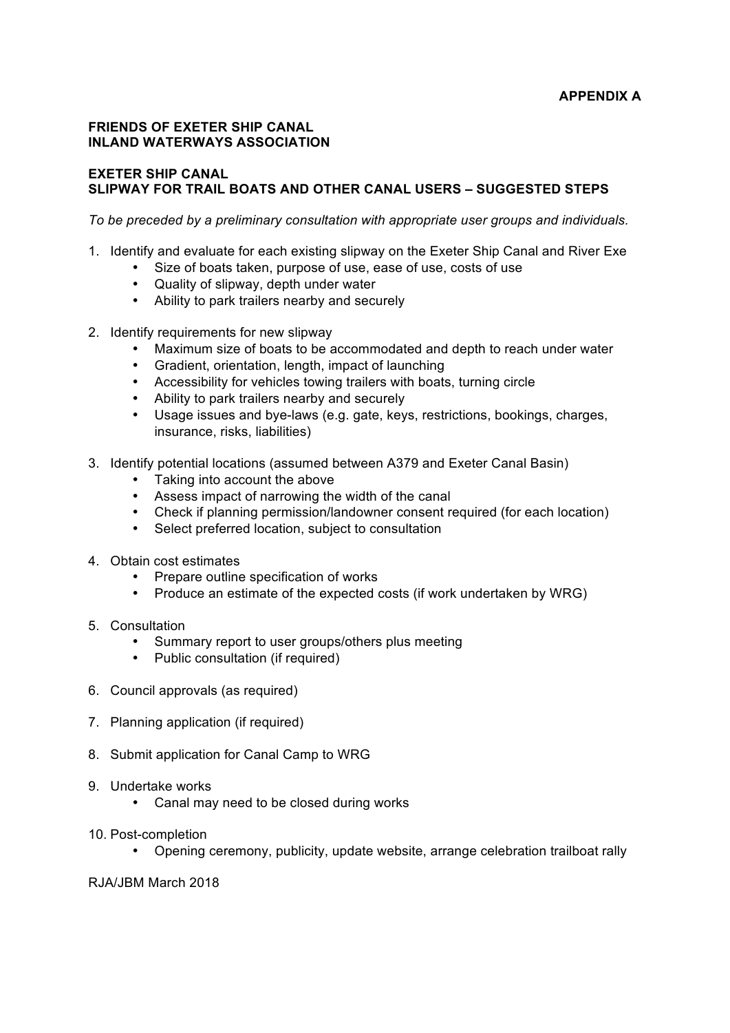**APPENDIX A**

**FRIENDS OF EXETER SHIP CANAL**
**INLAND WATERWAYS ASSOCIATION**

**EXETER SHIP CANAL**
**SLIPWAY FOR TRAIL BOATS AND OTHER CANAL USERS – SUGGESTED STEPS**

*To be preceded by a preliminary consultation with appropriate user groups and individuals.*

1. Identify and evaluate for each existing slipway on the Exeter Ship Canal and River Exe
   - Size of boats taken, purpose of use, ease of use, costs of use
   - Quality of slipway, depth under water
   - Ability to park trailers nearby and securely

2. Identify requirements for new slipway
   - Maximum size of boats to be accommodated and depth to reach under water
   - Gradient, orientation, length, impact of launching
   - Accessibility for vehicles towing trailers with boats, turning circle
   - Ability to park trailers nearby and securely
   - Usage issues and bye-laws (e.g. gate, keys, restrictions, bookings, charges, insurance, risks, liabilities)

3. Identify potential locations (assumed between A379 and Exeter Canal Basin)
   - Taking into account the above
   - Assess impact of narrowing the width of the canal
   - Check if planning permission/landowner consent required (for each location)
   - Select preferred location, subject to consultation

4. Obtain cost estimates
   - Prepare outline specification of works
   - Produce an estimate of the expected costs (if work undertaken by WRG)

5. Consultation
   - Summary report to user groups/others plus meeting
   - Public consultation (if required)

6. Council approvals (as required)

7. Planning application (if required)

8. Submit application for Canal Camp to WRG

9. Undertake works
   - Canal may need to be closed during works

10. Post-completion
    - Opening ceremony, publicity, update website, arrange celebration trailboat rally

RJA/JBM March 2018